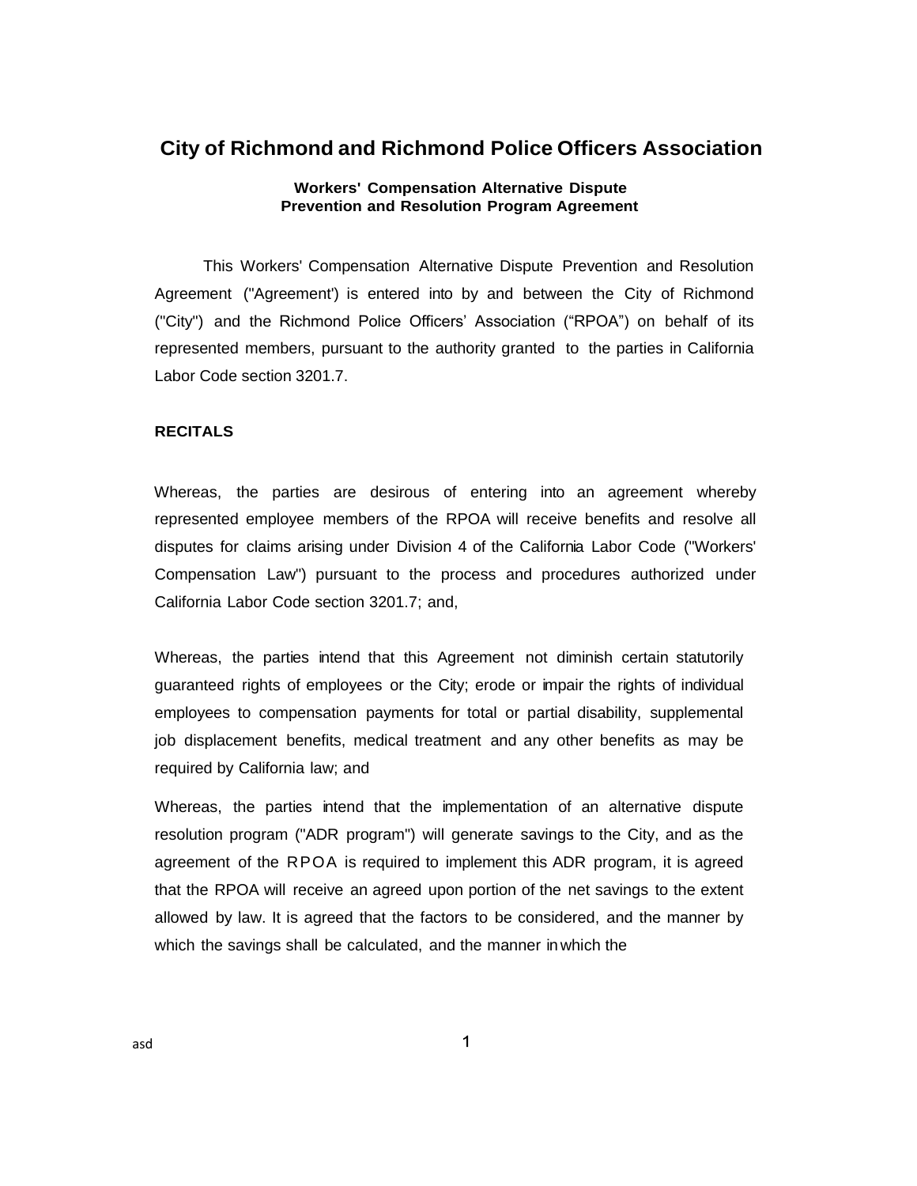# City of Richmond and Richmond Police Officers Association

### Workers' Compensation Alternative Dispute Prevention and Resolution Program Agreement

This Workers' Compensation Alternative Dispute Prevention and Resolution Agreement ("Agreement') is entered into by and between the City of Richmond ("City") and the Richmond Police Officers' Association ("RPOA") on behalf of its represented members, pursuant to the authority granted to the parties in California Labor Code section 3201.7.

**RECITALS**

Whereas, the parties are desirous of entering into an agreement whereby represented employee members of the RPOA will receive benefits and resolve all disputes for claims arising under Division 4 of the California Labor Code ("Workers' Compensation Law") pursuant to the process and procedures authorized under California Labor Code section 3201.7; and,

Whereas, the parties intend that this Agreement not diminish certain statutorily guaranteed rights of employees or the City; erode or impair the rights of individual employees to compensation payments for total or partial disability, supplemental job displacement benefits, medical treatment and any other benefits as may be required by California law; and

Whereas, the parties intend that the implementation of an alternative dispute resolution program ("ADR program") will generate savings to the City, and as the agreement of the RPOA is required to implement this ADR program, it is agreed that the RPOA will receive an agreed upon portion of the net savings to the extent allowed by law. It is agreed that the factors to be considered, and the manner by which the savings shall be calculated, and the manner in which the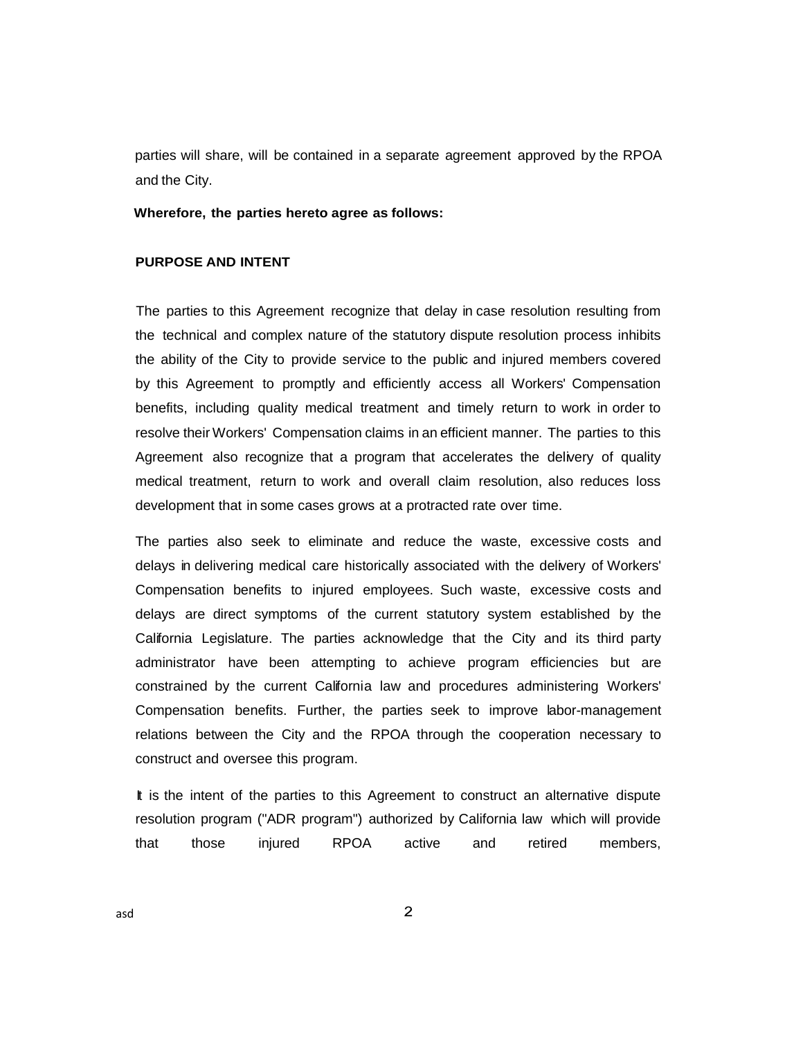parties will share, will be contained in a separate agreement approved by the RPOA and the City.

**Wherefore, the parties hereto agree as follows:**

**PURPOSE AND INTENT**

The parties to this Agreement recognize that delay in case resolution resulting from the technical and complex nature of the statutory dispute resolution process inhibits the ability of the City to provide service to the public and injured members covered by this Agreement to promptly and efficiently access all Workers' Compensation benefits, including quality medical treatment and timely return to work in order to resolve their Workers' Compensation claims in an efficient manner. The parties to this Agreement also recognize that a program that accelerates the delivery of quality medical treatment, return to work and overall claim resolution, also reduces loss development that in some cases grows at a protracted rate over time.

The parties also seek to eliminate and reduce the waste, excessive costs and delays in delivering medical care historically associated with the delivery of Workers' Compensation benefits to injured employees. Such waste, excessive costs and delays are direct symptoms of the current statutory system established by the California Legislature. The parties acknowledge that the City and its third party administrator have been attempting to achieve program efficiencies but are constrained by the current California law and procedures administering Workers' Compensation benefits. Further, the parties seek to improve labor-management relations between the City and the RPOA through the cooperation necessary to construct and oversee this program.

It is the intent of the parties to this Agreement to construct an alternative dispute resolution program ("ADR program") authorized by California law which will provide that those injured RPOA active and retired members,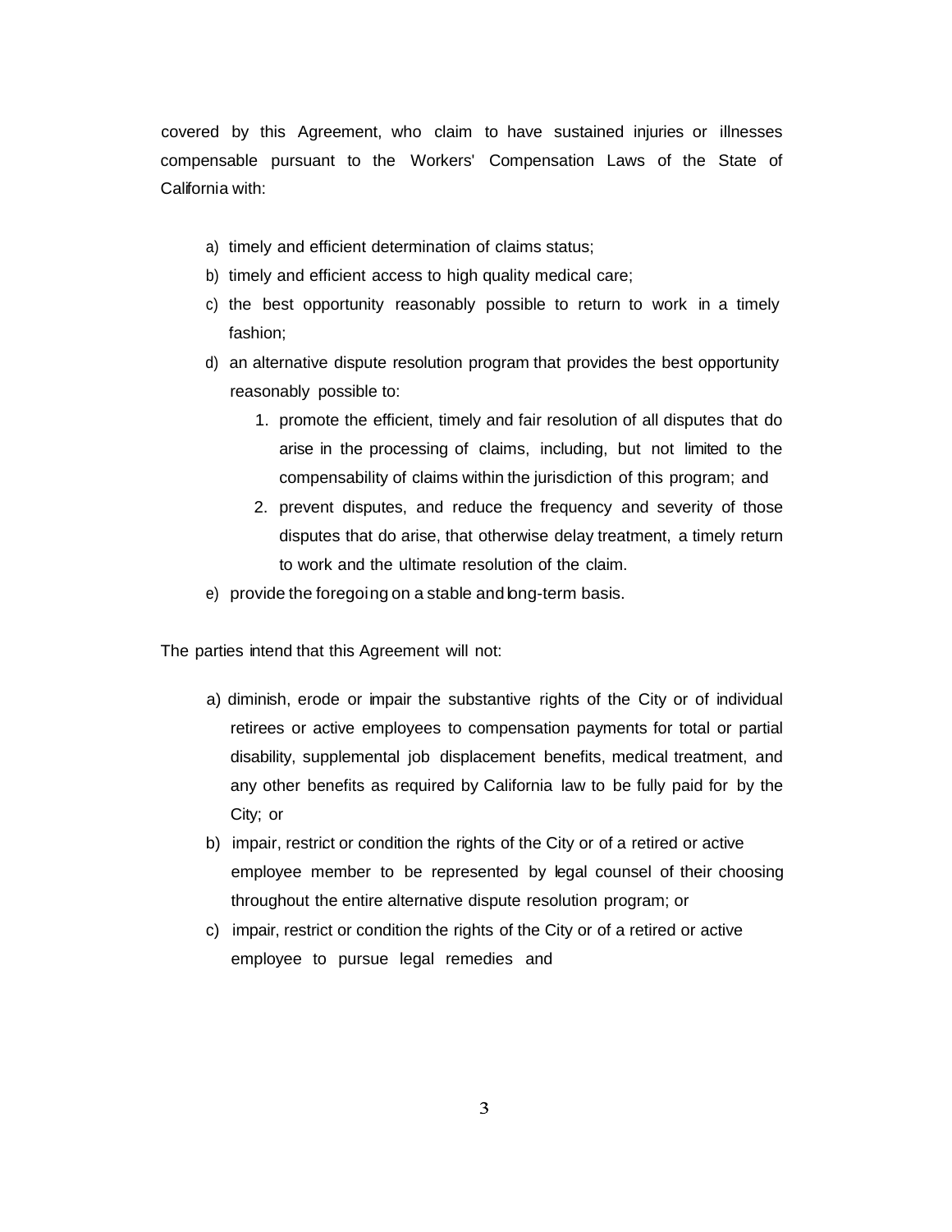covered by this Agreement, who claim to have sustained injuries or illnesses compensable pursuant to the Workers' Compensation Laws of the State of California with:

a) timely and efficient determination of claims status;
b) timely and efficient access to high quality medical care;
c) the best opportunity reasonably possible to return to work in a timely fashion;
d) an alternative dispute resolution program that provides the best opportunity reasonably possible to:
    1. promote the efficient, timely and fair resolution of all disputes that do arise in the processing of claims, including, but not limited to the compensability of claims within the jurisdiction of this program; and
    2. prevent disputes, and reduce the frequency and severity of those disputes that do arise, that otherwise delay treatment, a timely return to work and the ultimate resolution of the claim.
e) provide the foregoing on a stable and long-term basis.

The parties intend that this Agreement will not:

a) diminish, erode or impair the substantive rights of the City or of individual retirees or active employees to compensation payments for total or partial disability, supplemental job displacement benefits, medical treatment, and any other benefits as required by California law to be fully paid for by the City; or
b) impair, restrict or condition the rights of the City or of a retired or active employee member to be represented by legal counsel of their choosing throughout the entire alternative dispute resolution program; or
c) impair, restrict or condition the rights of the City or of a retired or active employee to pursue legal remedies and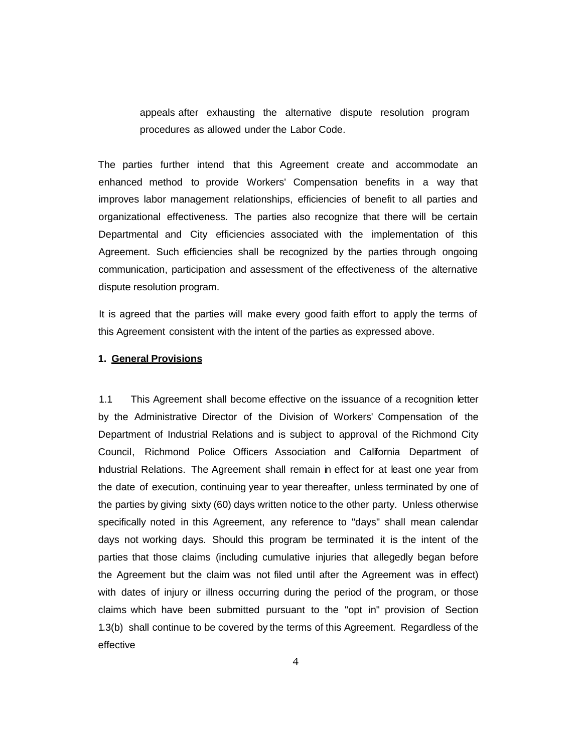appeals after exhausting the alternative dispute resolution program procedures as allowed under the Labor Code.

The parties further intend that this Agreement create and accommodate an enhanced method to provide Workers' Compensation benefits in a way that improves labor management relationships, efficiencies of benefit to all parties and organizational effectiveness. The parties also recognize that there will be certain Departmental and City efficiencies associated with the implementation of this Agreement. Such efficiencies shall be recognized by the parties through ongoing communication, participation and assessment of the effectiveness of the alternative dispute resolution program.

It is agreed that the parties will make every good faith effort to apply the terms of this Agreement consistent with the intent of the parties as expressed above.

**1. <u>General Provisions</u>**

1.1 This Agreement shall become effective on the issuance of a recognition letter by the Administrative Director of the Division of Workers' Compensation of the Department of Industrial Relations and is subject to approval of the Richmond City Council, Richmond Police Officers Association and California Department of Industrial Relations. The Agreement shall remain in effect for at least one year from the date of execution, continuing year to year thereafter, unless terminated by one of the parties by giving sixty (60) days written notice to the other party. Unless otherwise specifically noted in this Agreement, any reference to "days" shall mean calendar days not working days. Should this program be terminated it is the intent of the parties that those claims (including cumulative injuries that allegedly began before the Agreement but the claim was not filed until after the Agreement was in effect) with dates of injury or illness occurring during the period of the program, or those claims which have been submitted pursuant to the "opt in" provision of Section 1.3(b) shall continue to be covered by the terms of this Agreement. Regardless of the effective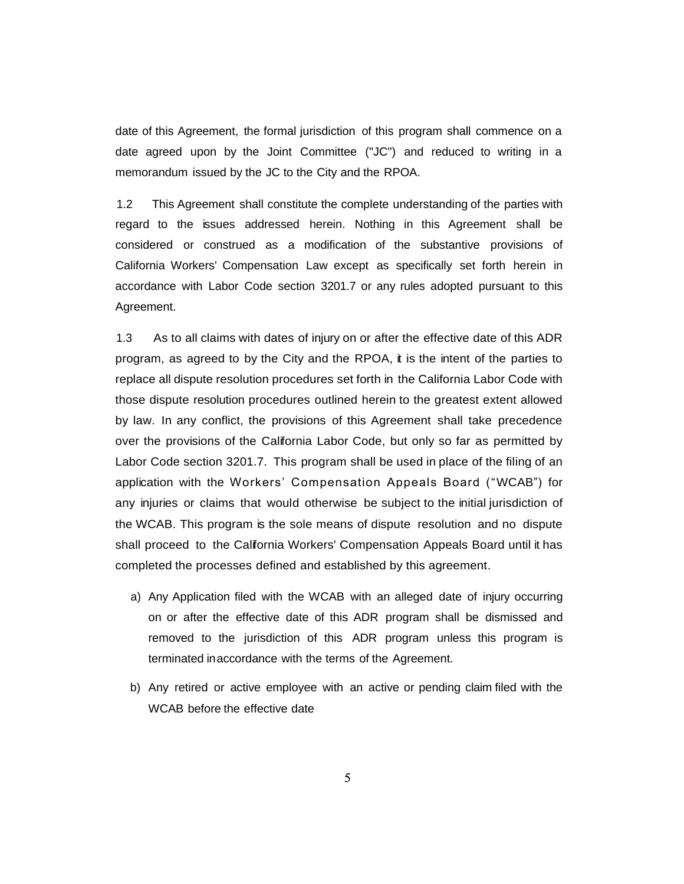date of this Agreement, the formal jurisdiction of this program shall commence on a date agreed upon by the Joint Committee ("JC") and reduced to writing in a memorandum issued by the JC to the City and the RPOA.

1.2 This Agreement shall constitute the complete understanding of the parties with regard to the issues addressed herein. Nothing in this Agreement shall be considered or construed as a modification of the substantive provisions of California Workers' Compensation Law except as specifically set forth herein in accordance with Labor Code section 3201.7 or any rules adopted pursuant to this Agreement.

1.3 As to all claims with dates of injury on or after the effective date of this ADR program, as agreed to by the City and the RPOA, it is the intent of the parties to replace all dispute resolution procedures set forth in the California Labor Code with those dispute resolution procedures outlined herein to the greatest extent allowed by law. In any conflict, the provisions of this Agreement shall take precedence over the provisions of the California Labor Code, but only so far as permitted by Labor Code section 3201.7. This program shall be used in place of the filing of an application with the Workers' Compensation Appeals Board ("WCAB") for any injuries or claims that would otherwise be subject to the initial jurisdiction of the WCAB. This program is the sole means of dispute resolution and no dispute shall proceed to the California Workers' Compensation Appeals Board until it has completed the processes defined and established by this agreement.

a) Any Application filed with the WCAB with an alleged date of injury occurring on or after the effective date of this ADR program shall be dismissed and removed to the jurisdiction of this ADR program unless this program is terminated in accordance with the terms of the Agreement.

b) Any retired or active employee with an active or pending claim filed with the WCAB before the effective date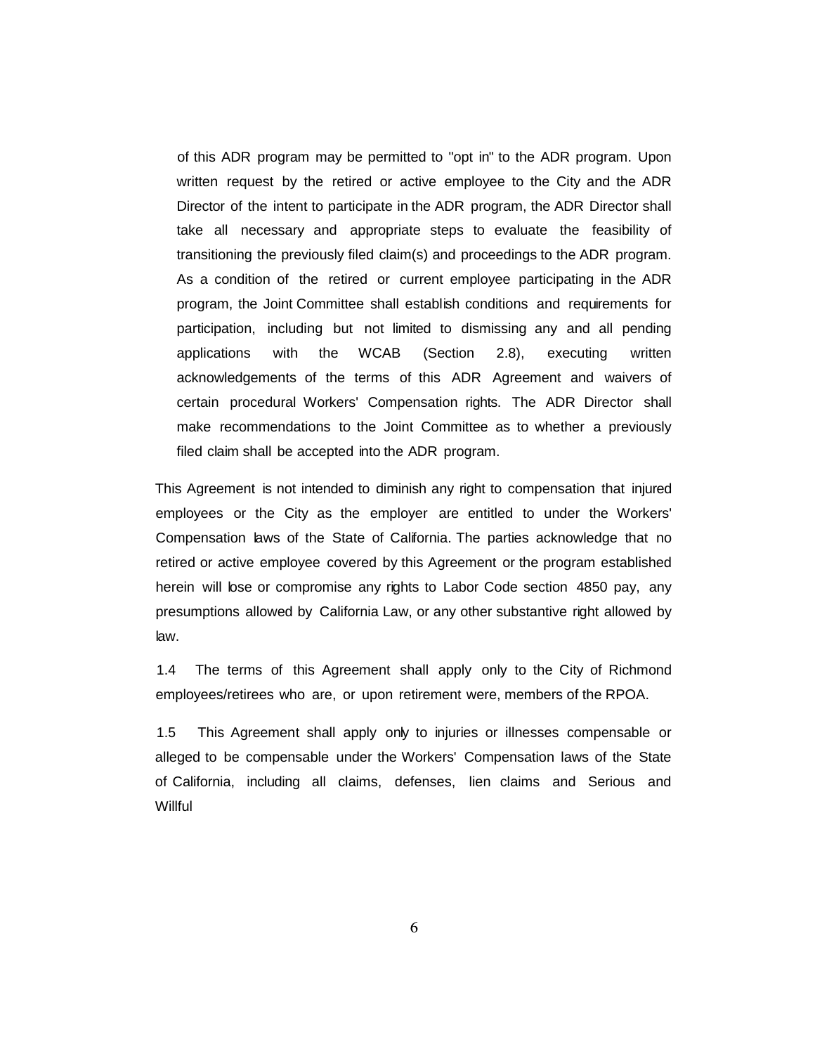of this ADR program may be permitted to "opt in" to the ADR program. Upon written request by the retired or active employee to the City and the ADR Director of the intent to participate in the ADR program, the ADR Director shall take all necessary and appropriate steps to evaluate the feasibility of transitioning the previously filed claim(s) and proceedings to the ADR program. As a condition of the retired or current employee participating in the ADR program, the Joint Committee shall establish conditions and requirements for participation, including but not limited to dismissing any and all pending applications with the WCAB (Section 2.8), executing written acknowledgements of the terms of this ADR Agreement and waivers of certain procedural Workers' Compensation rights. The ADR Director shall make recommendations to the Joint Committee as to whether a previously filed claim shall be accepted into the ADR program.

This Agreement is not intended to diminish any right to compensation that injured employees or the City as the employer are entitled to under the Workers' Compensation laws of the State of California. The parties acknowledge that no retired or active employee covered by this Agreement or the program established herein will lose or compromise any rights to Labor Code section 4850 pay, any presumptions allowed by California Law, or any other substantive right allowed by law.

1.4 The terms of this Agreement shall apply only to the City of Richmond employees/retirees who are, or upon retirement were, members of the RPOA.

1.5 This Agreement shall apply only to injuries or illnesses compensable or alleged to be compensable under the Workers' Compensation laws of the State of California, including all claims, defenses, lien claims and Serious and Willful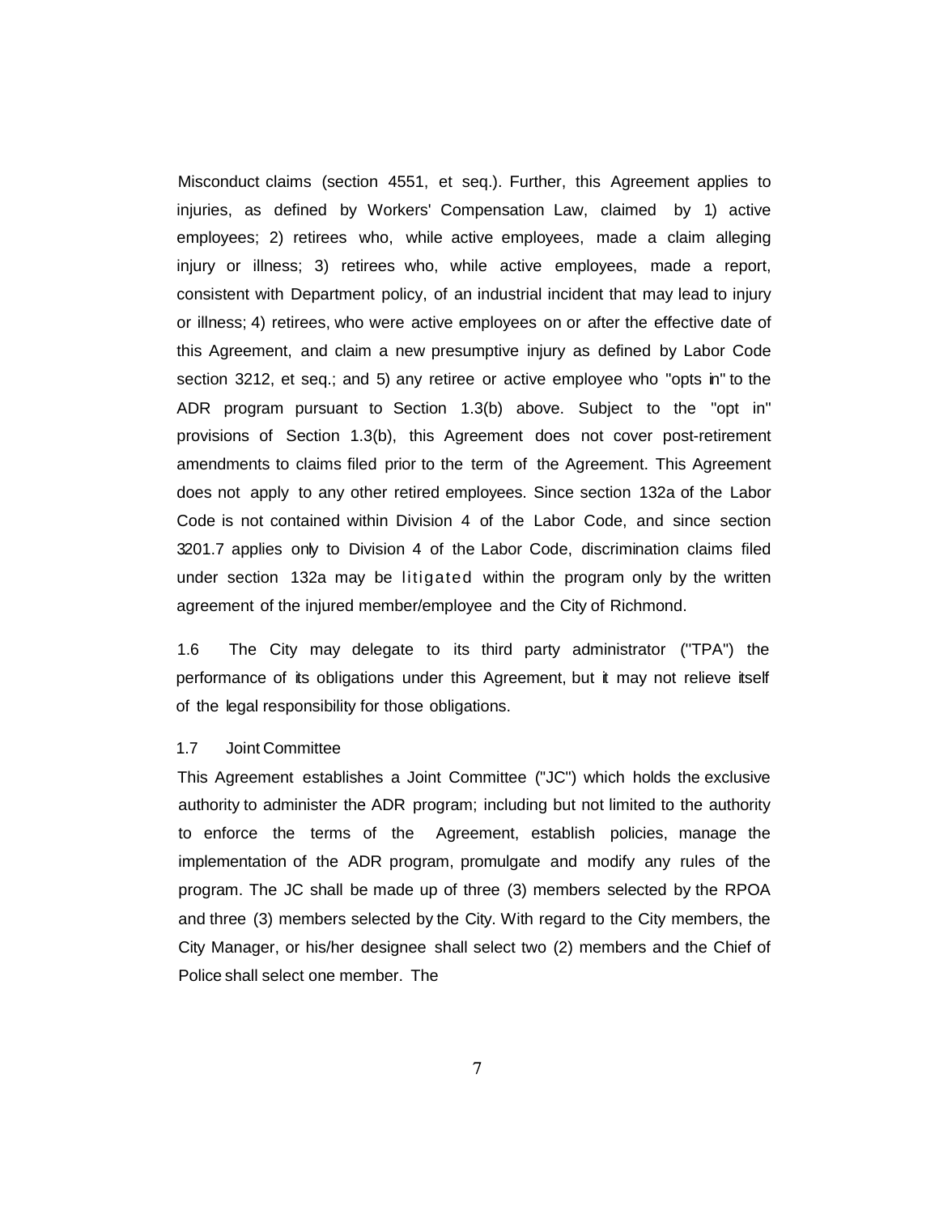Misconduct claims (section 4551, et seq.). Further, this Agreement applies to injuries, as defined by Workers' Compensation Law, claimed by 1) active employees; 2) retirees who, while active employees, made a claim alleging injury or illness; 3) retirees who, while active employees, made a report, consistent with Department policy, of an industrial incident that may lead to injury or illness; 4) retirees, who were active employees on or after the effective date of this Agreement, and claim a new presumptive injury as defined by Labor Code section 3212, et seq.; and 5) any retiree or active employee who "opts in" to the ADR program pursuant to Section 1.3(b) above. Subject to the "opt in" provisions of Section 1.3(b), this Agreement does not cover post-retirement amendments to claims filed prior to the term of the Agreement. This Agreement does not apply to any other retired employees. Since section 132a of the Labor Code is not contained within Division 4 of the Labor Code, and since section 3201.7 applies only to Division 4 of the Labor Code, discrimination claims filed under section 132a may be litigated within the program only by the written agreement of the injured member/employee and the City of Richmond.

1.6 The City may delegate to its third party administrator ("TPA") the performance of its obligations under this Agreement, but it may not relieve itself of the legal responsibility for those obligations.

1.7 Joint Committee

This Agreement establishes a Joint Committee ("JC") which holds the exclusive authority to administer the ADR program; including but not limited to the authority to enforce the terms of the Agreement, establish policies, manage the implementation of the ADR program, promulgate and modify any rules of the program. The JC shall be made up of three (3) members selected by the RPOA and three (3) members selected by the City. With regard to the City members, the City Manager, or his/her designee shall select two (2) members and the Chief of Police shall select one member. The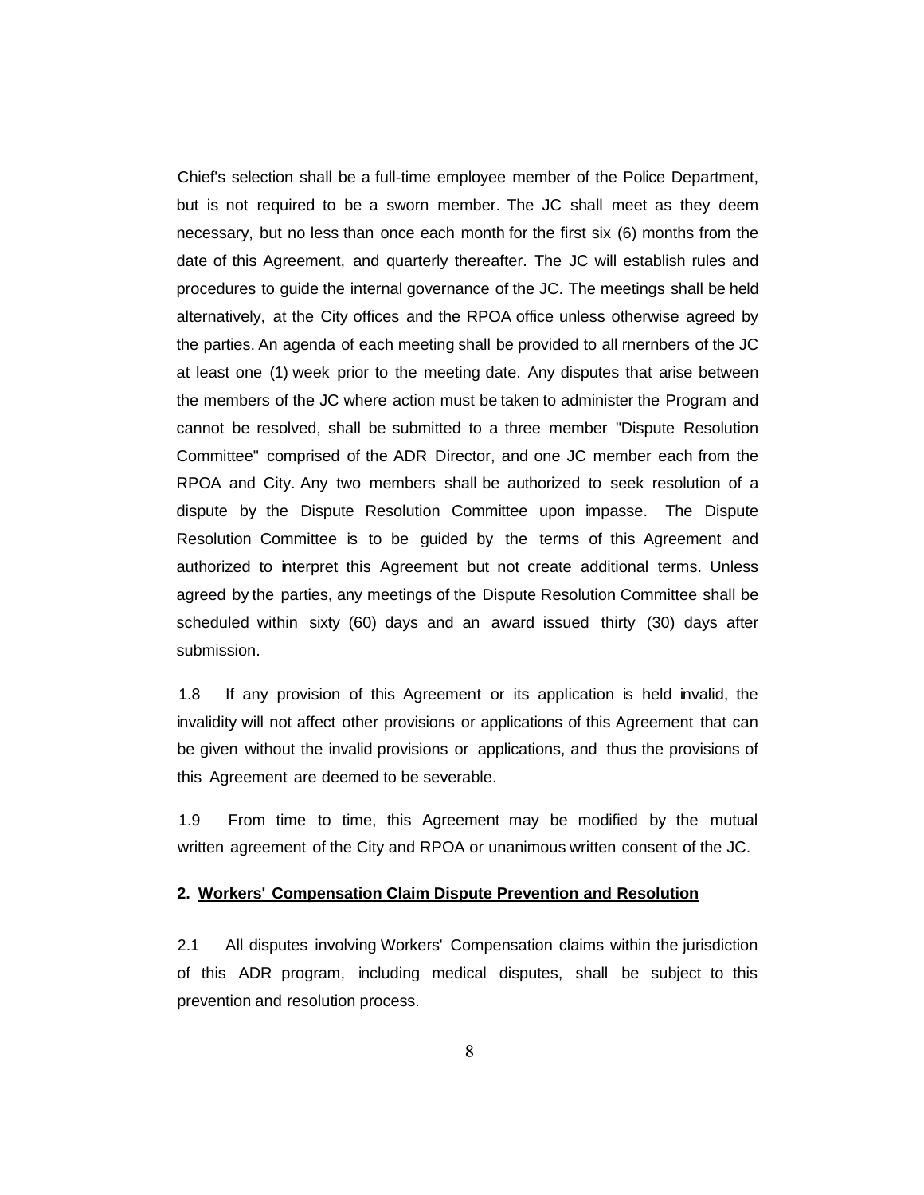Chief's selection shall be a full-time employee member of the Police Department, but is not required to be a sworn member. The JC shall meet as they deem necessary, but no less than once each month for the first six (6) months from the date of this Agreement, and quarterly thereafter. The JC will establish rules and procedures to guide the internal governance of the JC. The meetings shall be held alternatively, at the City offices and the RPOA office unless otherwise agreed by the parties. An agenda of each meeting shall be provided to all rnernbers of the JC at least one (1) week prior to the meeting date. Any disputes that arise between the members of the JC where action must be taken to administer the Program and cannot be resolved, shall be submitted to a three member "Dispute Resolution Committee" comprised of the ADR Director, and one JC member each from the RPOA and City. Any two members shall be authorized to seek resolution of a dispute by the Dispute Resolution Committee upon impasse. The Dispute Resolution Committee is to be guided by the terms of this Agreement and authorized to interpret this Agreement but not create additional terms. Unless agreed by the parties, any meetings of the Dispute Resolution Committee shall be scheduled within sixty (60) days and an award issued thirty (30) days after submission.

1.8 If any provision of this Agreement or its application is held invalid, the invalidity will not affect other provisions or applications of this Agreement that can be given without the invalid provisions or applications, and thus the provisions of this Agreement are deemed to be severable.

1.9 From time to time, this Agreement may be modified by the mutual written agreement of the City and RPOA or unanimous written consent of the JC.

**2. Workers' Compensation Claim Dispute Prevention and Resolution**

2.1 All disputes involving Workers' Compensation claims within the jurisdiction of this ADR program, including medical disputes, shall be subject to this prevention and resolution process.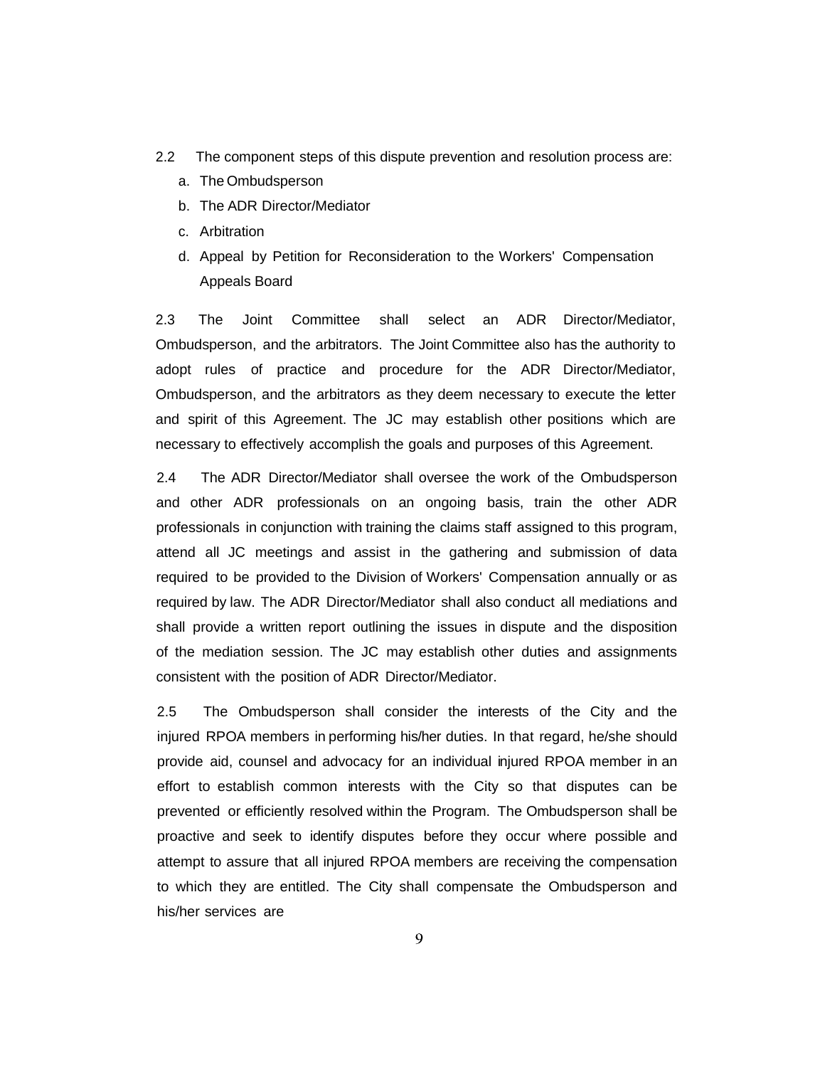2.2 The component steps of this dispute prevention and resolution process are:

a. The Ombudsperson
b. The ADR Director/Mediator
c. Arbitration
d. Appeal by Petition for Reconsideration to the Workers' Compensation Appeals Board

2.3 The Joint Committee shall select an ADR Director/Mediator, Ombudsperson, and the arbitrators. The Joint Committee also has the authority to adopt rules of practice and procedure for the ADR Director/Mediator, Ombudsperson, and the arbitrators as they deem necessary to execute the letter and spirit of this Agreement. The JC may establish other positions which are necessary to effectively accomplish the goals and purposes of this Agreement.

2.4 The ADR Director/Mediator shall oversee the work of the Ombudsperson and other ADR professionals on an ongoing basis, train the other ADR professionals in conjunction with training the claims staff assigned to this program, attend all JC meetings and assist in the gathering and submission of data required to be provided to the Division of Workers' Compensation annually or as required by law. The ADR Director/Mediator shall also conduct all mediations and shall provide a written report outlining the issues in dispute and the disposition of the mediation session. The JC may establish other duties and assignments consistent with the position of ADR Director/Mediator.

2.5 The Ombudsperson shall consider the interests of the City and the injured RPOA members in performing his/her duties. In that regard, he/she should provide aid, counsel and advocacy for an individual injured RPOA member in an effort to establish common interests with the City so that disputes can be prevented or efficiently resolved within the Program. The Ombudsperson shall be proactive and seek to identify disputes before they occur where possible and attempt to assure that all injured RPOA members are receiving the compensation to which they are entitled. The City shall compensate the Ombudsperson and his/her services are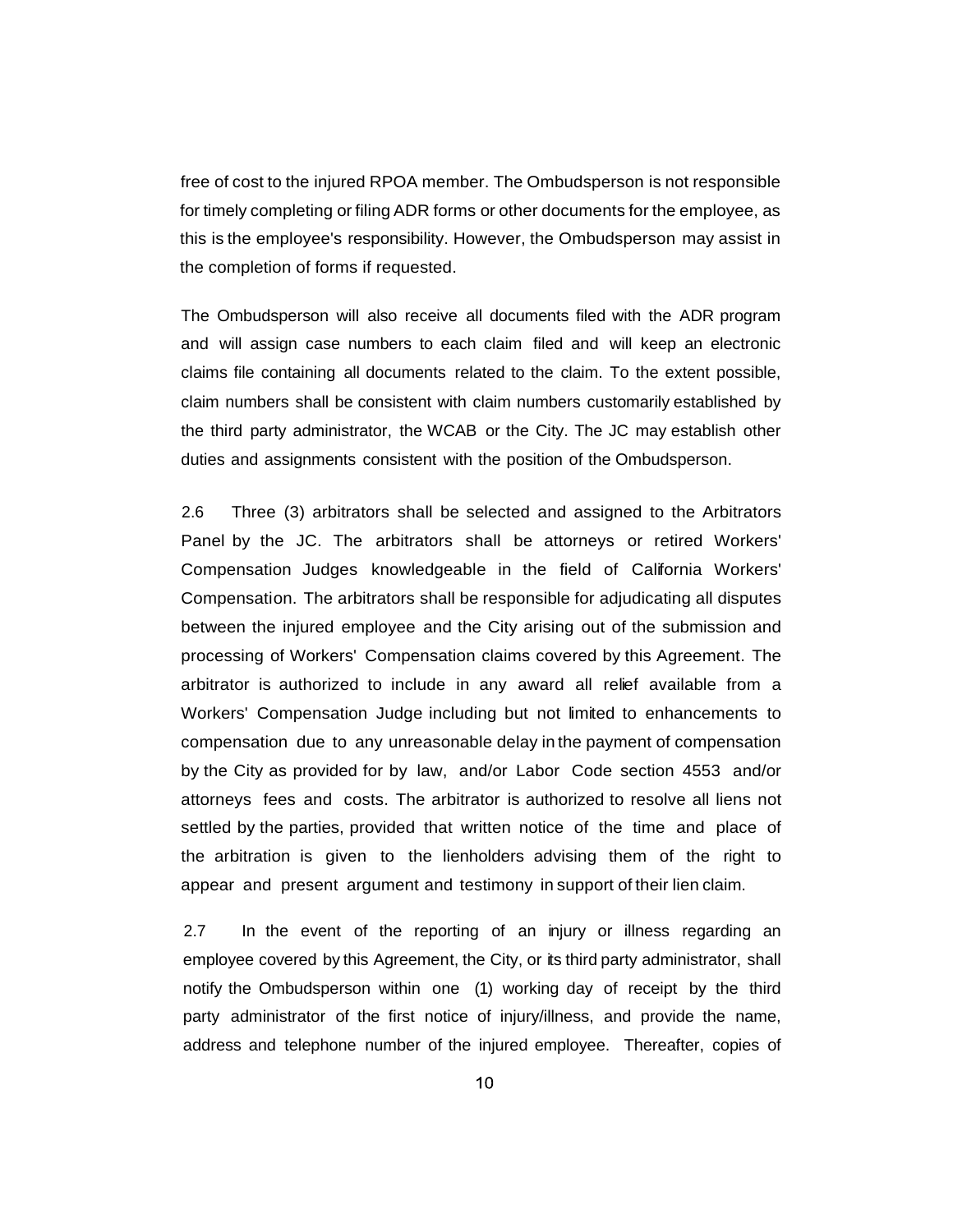free of cost to the injured RPOA member. The Ombudsperson is not responsible for timely completing or filing ADR forms or other documents for the employee, as this is the employee's responsibility. However, the Ombudsperson may assist in the completion of forms if requested.

The Ombudsperson will also receive all documents filed with the ADR program and will assign case numbers to each claim filed and will keep an electronic claims file containing all documents related to the claim. To the extent possible, claim numbers shall be consistent with claim numbers customarily established by the third party administrator, the WCAB or the City. The JC may establish other duties and assignments consistent with the position of the Ombudsperson.

2.6 Three (3) arbitrators shall be selected and assigned to the Arbitrators Panel by the JC. The arbitrators shall be attorneys or retired Workers' Compensation Judges knowledgeable in the field of California Workers' Compensation. The arbitrators shall be responsible for adjudicating all disputes between the injured employee and the City arising out of the submission and processing of Workers' Compensation claims covered by this Agreement. The arbitrator is authorized to include in any award all relief available from a Workers' Compensation Judge including but not limited to enhancements to compensation due to any unreasonable delay in the payment of compensation by the City as provided for by law, and/or Labor Code section 4553 and/or attorneys fees and costs. The arbitrator is authorized to resolve all liens not settled by the parties, provided that written notice of the time and place of the arbitration is given to the lienholders advising them of the right to appear and present argument and testimony in support of their lien claim.

2.7 In the event of the reporting of an injury or illness regarding an employee covered by this Agreement, the City, or its third party administrator, shall notify the Ombudsperson within one (1) working day of receipt by the third party administrator of the first notice of injury/illness, and provide the name, address and telephone number of the injured employee. Thereafter, copies of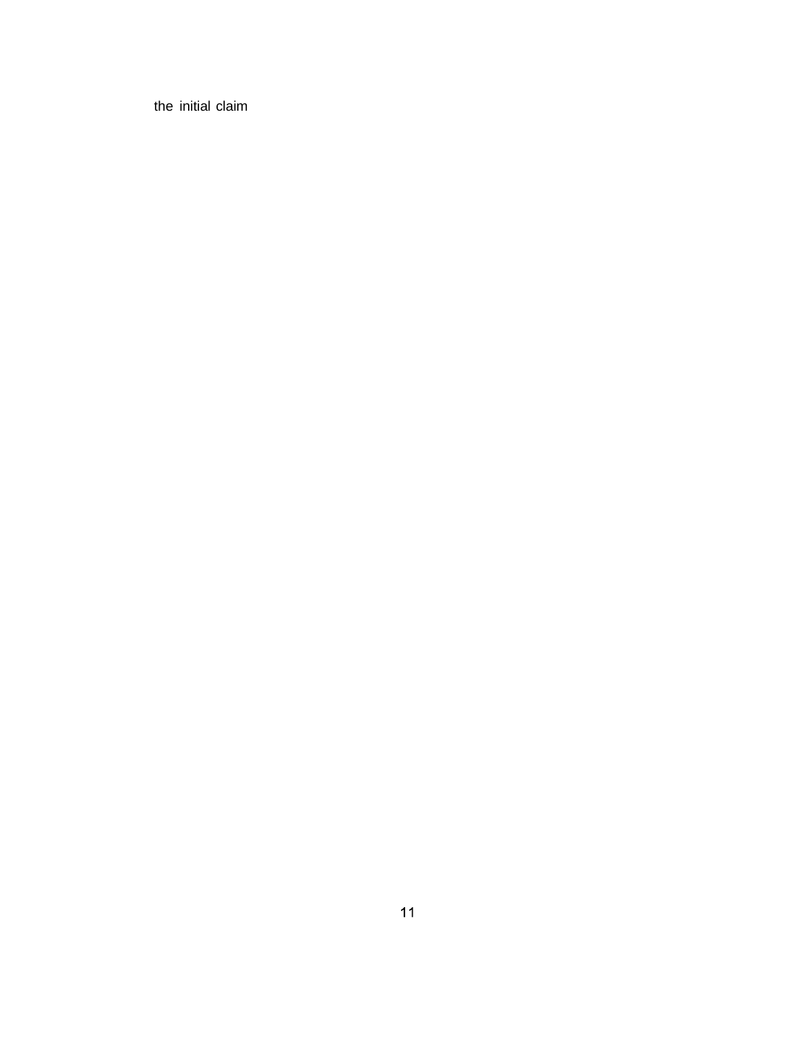the initial claim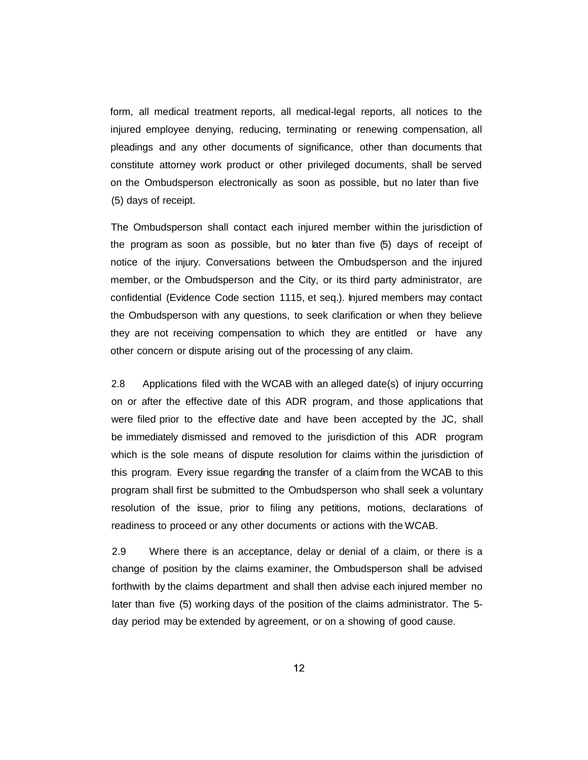form, all medical treatment reports, all medical-legal reports, all notices to the injured employee denying, reducing, terminating or renewing compensation, all pleadings and any other documents of significance, other than documents that constitute attorney work product or other privileged documents, shall be served on the Ombudsperson electronically as soon as possible, but no later than five (5) days of receipt.

The Ombudsperson shall contact each injured member within the jurisdiction of the program as soon as possible, but no later than five (5) days of receipt of notice of the injury. Conversations between the Ombudsperson and the injured member, or the Ombudsperson and the City, or its third party administrator, are confidential (Evidence Code section 1115, et seq.). Injured members may contact the Ombudsperson with any questions, to seek clarification or when they believe they are not receiving compensation to which they are entitled or have any other concern or dispute arising out of the processing of any claim.

2.8 Applications filed with the WCAB with an alleged date(s) of injury occurring on or after the effective date of this ADR program, and those applications that were filed prior to the effective date and have been accepted by the JC, shall be immediately dismissed and removed to the jurisdiction of this ADR program which is the sole means of dispute resolution for claims within the jurisdiction of this program. Every issue regarding the transfer of a claim from the WCAB to this program shall first be submitted to the Ombudsperson who shall seek a voluntary resolution of the issue, prior to filing any petitions, motions, declarations of readiness to proceed or any other documents or actions with the WCAB.

2.9 Where there is an acceptance, delay or denial of a claim, or there is a change of position by the claims examiner, the Ombudsperson shall be advised forthwith by the claims department and shall then advise each injured member no later than five (5) working days of the position of the claims administrator. The 5-day period may be extended by agreement, or on a showing of good cause.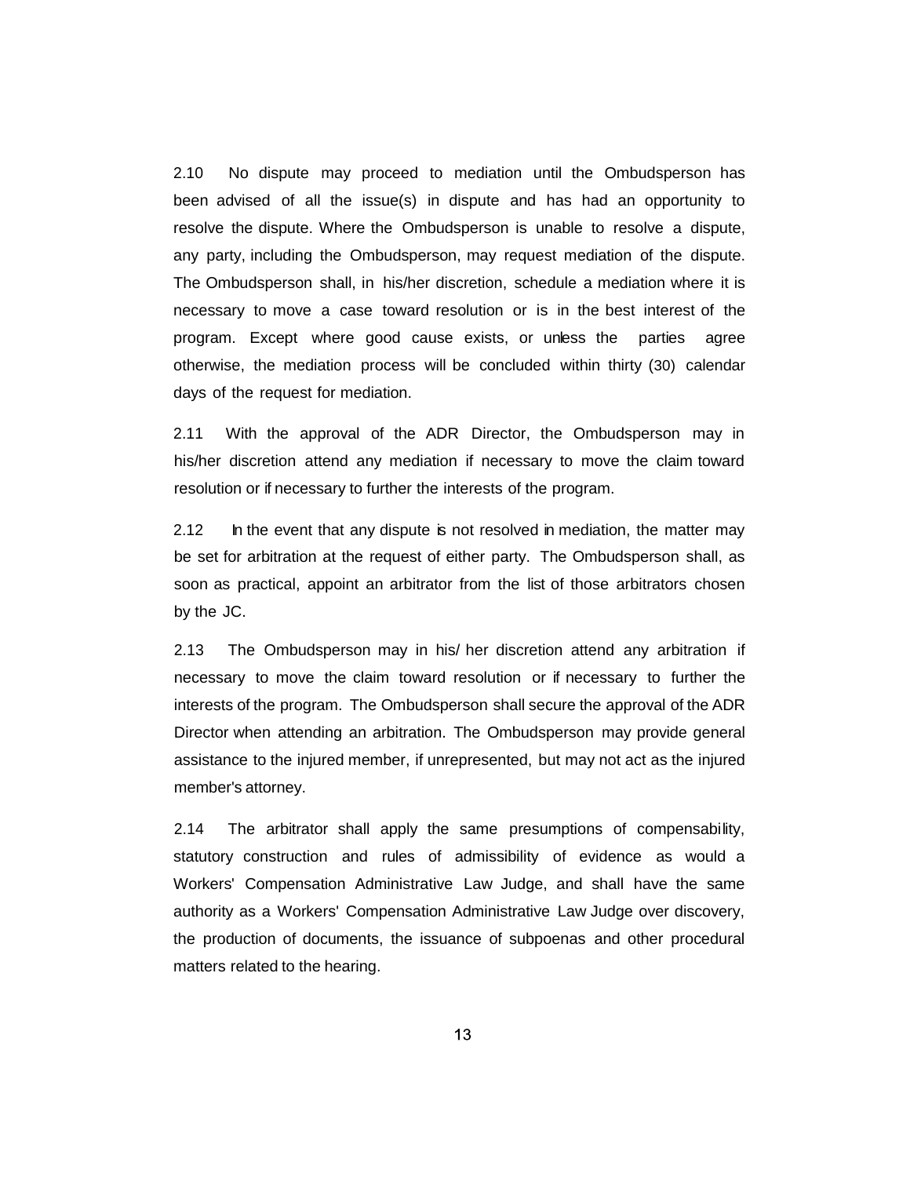2.10 No dispute may proceed to mediation until the Ombudsperson has been advised of all the issue(s) in dispute and has had an opportunity to resolve the dispute. Where the Ombudsperson is unable to resolve a dispute, any party, including the Ombudsperson, may request mediation of the dispute. The Ombudsperson shall, in his/her discretion, schedule a mediation where it is necessary to move a case toward resolution or is in the best interest of the program. Except where good cause exists, or unless the parties agree otherwise, the mediation process will be concluded within thirty (30) calendar days of the request for mediation.

2.11 With the approval of the ADR Director, the Ombudsperson may in his/her discretion attend any mediation if necessary to move the claim toward resolution or if necessary to further the interests of the program.

2.12 In the event that any dispute is not resolved in mediation, the matter may be set for arbitration at the request of either party. The Ombudsperson shall, as soon as practical, appoint an arbitrator from the list of those arbitrators chosen by the JC.

2.13 The Ombudsperson may in his/ her discretion attend any arbitration if necessary to move the claim toward resolution or if necessary to further the interests of the program. The Ombudsperson shall secure the approval of the ADR Director when attending an arbitration. The Ombudsperson may provide general assistance to the injured member, if unrepresented, but may not act as the injured member's attorney.

2.14 The arbitrator shall apply the same presumptions of compensability, statutory construction and rules of admissibility of evidence as would a Workers' Compensation Administrative Law Judge, and shall have the same authority as a Workers' Compensation Administrative Law Judge over discovery, the production of documents, the issuance of subpoenas and other procedural matters related to the hearing.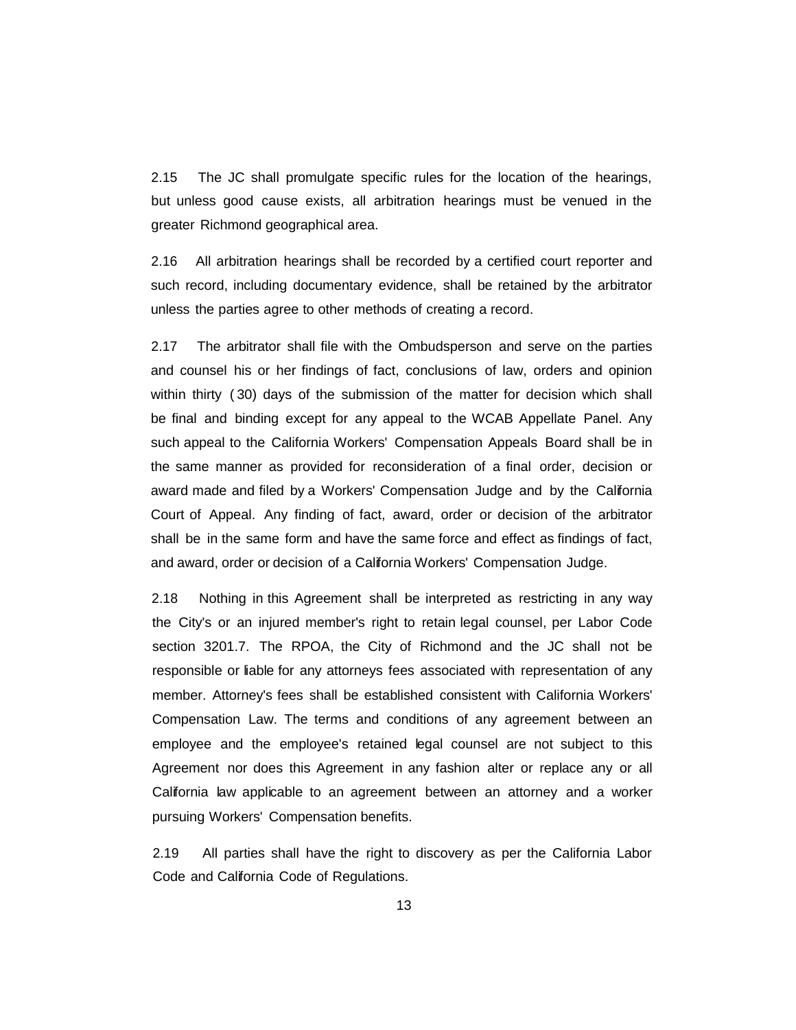2.15 The JC shall promulgate specific rules for the location of the hearings, but unless good cause exists, all arbitration hearings must be venued in the greater Richmond geographical area.

2.16 All arbitration hearings shall be recorded by a certified court reporter and such record, including documentary evidence, shall be retained by the arbitrator unless the parties agree to other methods of creating a record.

2.17 The arbitrator shall file with the Ombudsperson and serve on the parties and counsel his or her findings of fact, conclusions of law, orders and opinion within thirty (30) days of the submission of the matter for decision which shall be final and binding except for any appeal to the WCAB Appellate Panel. Any such appeal to the California Workers' Compensation Appeals Board shall be in the same manner as provided for reconsideration of a final order, decision or award made and filed by a Workers' Compensation Judge and by the California Court of Appeal. Any finding of fact, award, order or decision of the arbitrator shall be in the same form and have the same force and effect as findings of fact, and award, order or decision of a California Workers' Compensation Judge.

2.18 Nothing in this Agreement shall be interpreted as restricting in any way the City's or an injured member's right to retain legal counsel, per Labor Code section 3201.7. The RPOA, the City of Richmond and the JC shall not be responsible or liable for any attorneys fees associated with representation of any member. Attorney's fees shall be established consistent with California Workers' Compensation Law. The terms and conditions of any agreement between an employee and the employee's retained legal counsel are not subject to this Agreement nor does this Agreement in any fashion alter or replace any or all California law applicable to an agreement between an attorney and a worker pursuing Workers' Compensation benefits.

2.19 All parties shall have the right to discovery as per the California Labor Code and California Code of Regulations.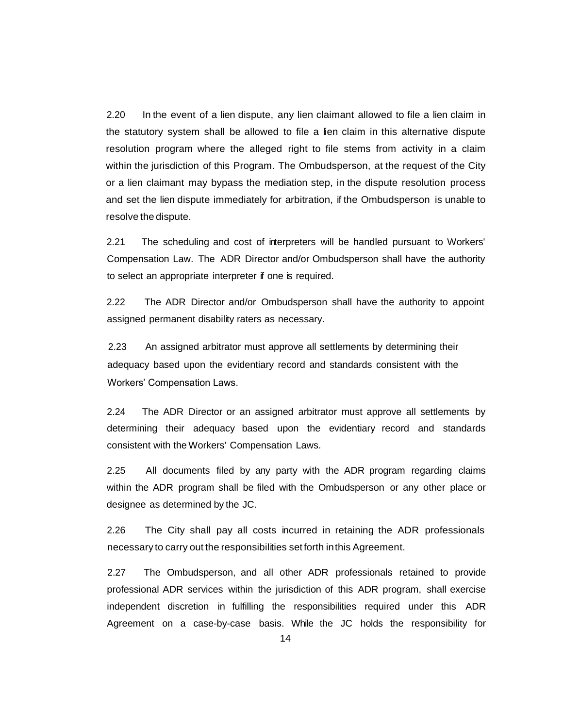2.20 In the event of a lien dispute, any lien claimant allowed to file a lien claim in the statutory system shall be allowed to file a lien claim in this alternative dispute resolution program where the alleged right to file stems from activity in a claim within the jurisdiction of this Program. The Ombudsperson, at the request of the City or a lien claimant may bypass the mediation step, in the dispute resolution process and set the lien dispute immediately for arbitration, if the Ombudsperson is unable to resolve the dispute.

2.21 The scheduling and cost of interpreters will be handled pursuant to Workers' Compensation Law. The ADR Director and/or Ombudsperson shall have the authority to select an appropriate interpreter if one is required.

2.22 The ADR Director and/or Ombudsperson shall have the authority to appoint assigned permanent disability raters as necessary.

2.23 An assigned arbitrator must approve all settlements by determining their adequacy based upon the evidentiary record and standards consistent with the Workers' Compensation Laws.

2.24 The ADR Director or an assigned arbitrator must approve all settlements by determining their adequacy based upon the evidentiary record and standards consistent with the Workers' Compensation Laws.

2.25 All documents filed by any party with the ADR program regarding claims within the ADR program shall be filed with the Ombudsperson or any other place or designee as determined by the JC.

2.26 The City shall pay all costs incurred in retaining the ADR professionals necessary to carry out the responsibilities set forth in this Agreement.

2.27 The Ombudsperson, and all other ADR professionals retained to provide professional ADR services within the jurisdiction of this ADR program, shall exercise independent discretion in fulfilling the responsibilities required under this ADR Agreement on a case-by-case basis. While the JC holds the responsibility for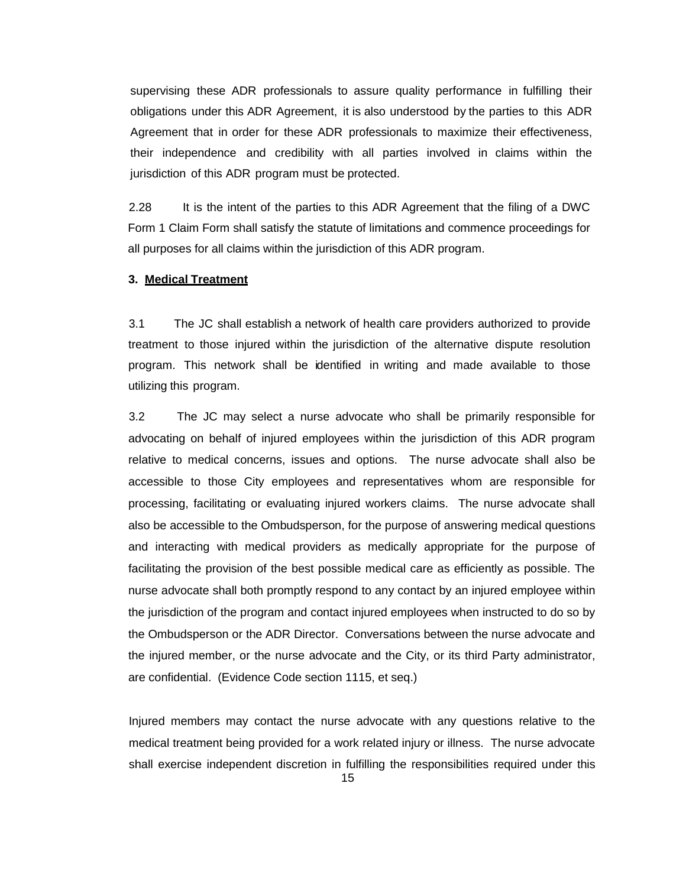supervising these ADR professionals to assure quality performance in fulfilling their obligations under this ADR Agreement, it is also understood by the parties to this ADR Agreement that in order for these ADR professionals to maximize their effectiveness, their independence and credibility with all parties involved in claims within the jurisdiction of this ADR program must be protected.

2.28 It is the intent of the parties to this ADR Agreement that the filing of a DWC Form 1 Claim Form shall satisfy the statute of limitations and commence proceedings for all purposes for all claims within the jurisdiction of this ADR program.

**3. Medical Treatment**

3.1 The JC shall establish a network of health care providers authorized to provide treatment to those injured within the jurisdiction of the alternative dispute resolution program. This network shall be identified in writing and made available to those utilizing this program.

3.2 The JC may select a nurse advocate who shall be primarily responsible for advocating on behalf of injured employees within the jurisdiction of this ADR program relative to medical concerns, issues and options. The nurse advocate shall also be accessible to those City employees and representatives whom are responsible for processing, facilitating or evaluating injured workers claims. The nurse advocate shall also be accessible to the Ombudsperson, for the purpose of answering medical questions and interacting with medical providers as medically appropriate for the purpose of facilitating the provision of the best possible medical care as efficiently as possible. The nurse advocate shall both promptly respond to any contact by an injured employee within the jurisdiction of the program and contact injured employees when instructed to do so by the Ombudsperson or the ADR Director. Conversations between the nurse advocate and the injured member, or the nurse advocate and the City, or its third Party administrator, are confidential. (Evidence Code section 1115, et seq.)

Injured members may contact the nurse advocate with any questions relative to the medical treatment being provided for a work related injury or illness. The nurse advocate shall exercise independent discretion in fulfilling the responsibilities required under this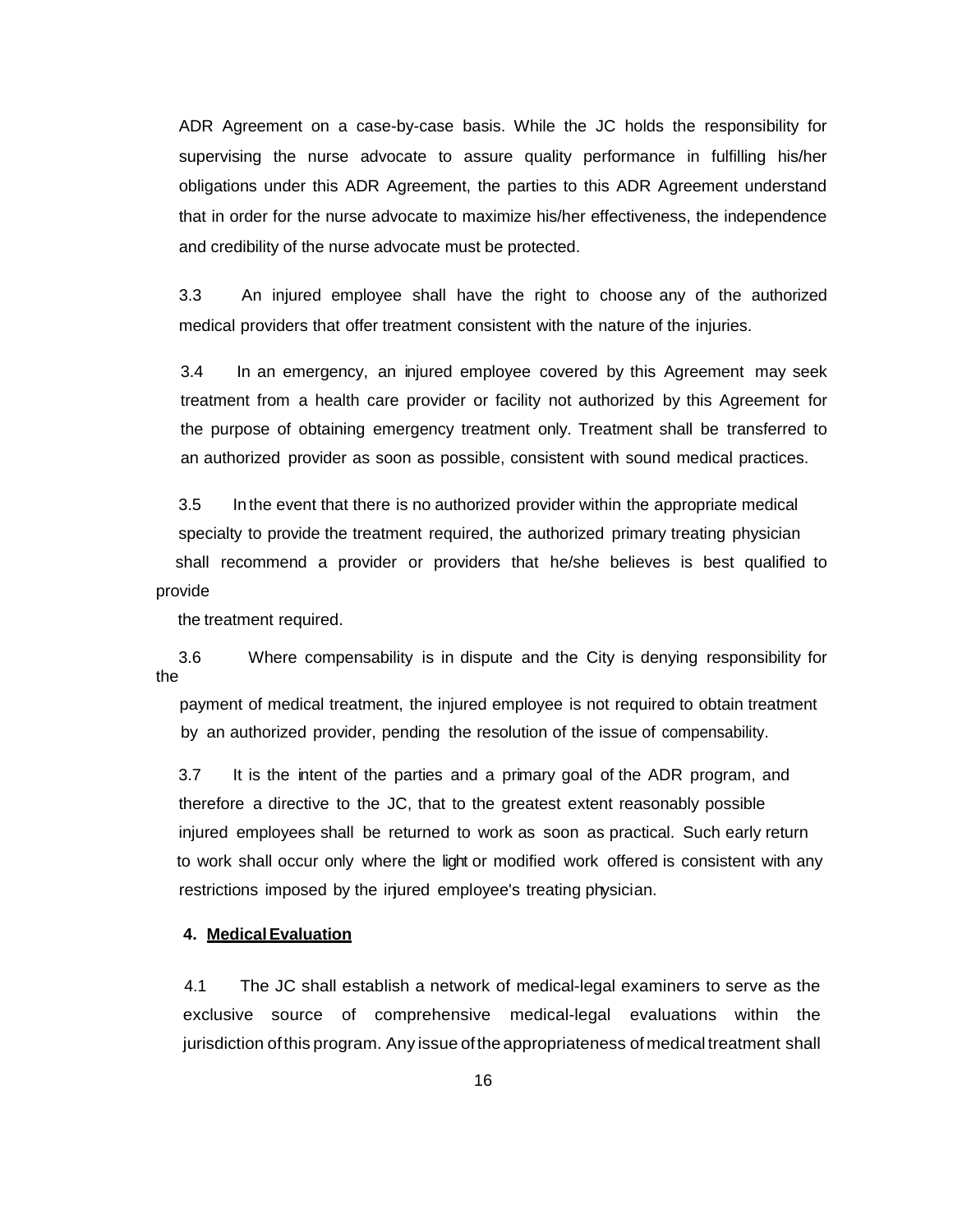ADR Agreement on a case-by-case basis. While the JC holds the responsibility for supervising the nurse advocate to assure quality performance in fulfilling his/her obligations under this ADR Agreement, the parties to this ADR Agreement understand that in order for the nurse advocate to maximize his/her effectiveness, the independence and credibility of the nurse advocate must be protected.

3.3 An injured employee shall have the right to choose any of the authorized medical providers that offer treatment consistent with the nature of the injuries.

3.4 In an emergency, an injured employee covered by this Agreement may seek treatment from a health care provider or facility not authorized by this Agreement for the purpose of obtaining emergency treatment only. Treatment shall be transferred to an authorized provider as soon as possible, consistent with sound medical practices.

3.5 In the event that there is no authorized provider within the appropriate medical specialty to provide the treatment required, the authorized primary treating physician shall recommend a provider or providers that he/she believes is best qualified to provide the treatment required.

3.6 Where compensability is in dispute and the City is denying responsibility for the payment of medical treatment, the injured employee is not required to obtain treatment by an authorized provider, pending the resolution of the issue of compensability.

3.7 It is the intent of the parties and a primary goal of the ADR program, and therefore a directive to the JC, that to the greatest extent reasonably possible injured employees shall be returned to work as soon as practical. Such early return to work shall occur only where the light or modified work offered is consistent with any restrictions imposed by the injured employee's treating physician.

**4. <u>Medical Evaluation</u>**

4.1 The JC shall establish a network of medical-legal examiners to serve as the exclusive source of comprehensive medical-legal evaluations within the jurisdiction of this program. Any issue of the appropriateness of medical treatment shall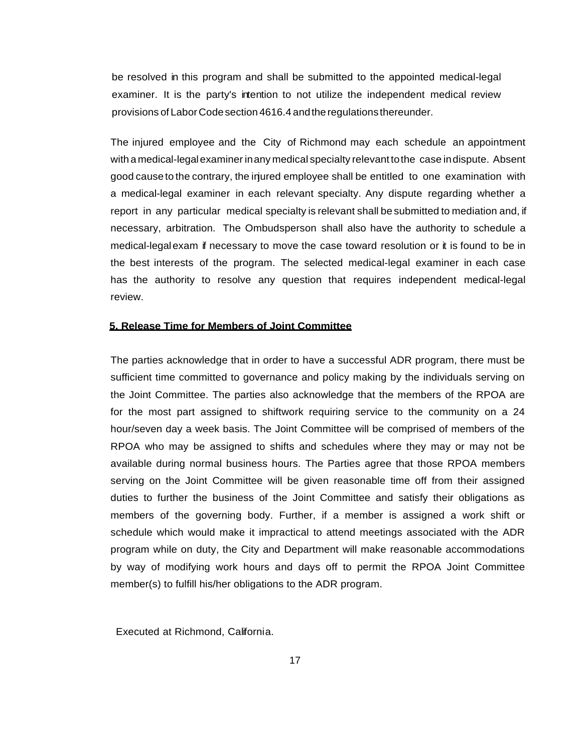be resolved in this program and shall be submitted to the appointed medical-legal examiner. It is the party's intention to not utilize the independent medical review provisions of Labor Code section 4616.4 and the regulations thereunder.

The injured employee and the City of Richmond may each schedule an appointment with a medical-legal examiner in any medical specialty relevant to the case in dispute. Absent good cause to the contrary, the injured employee shall be entitled to one examination with a medical-legal examiner in each relevant specialty. Any dispute regarding whether a report in any particular medical specialty is relevant shall be submitted to mediation and, if necessary, arbitration. The Ombudsperson shall also have the authority to schedule a medical-legal exam if necessary to move the case toward resolution or it is found to be in the best interests of the program. The selected medical-legal examiner in each case has the authority to resolve any question that requires independent medical-legal review.

**5. Release Time for Members of Joint Committee**

The parties acknowledge that in order to have a successful ADR program, there must be sufficient time committed to governance and policy making by the individuals serving on the Joint Committee. The parties also acknowledge that the members of the RPOA are for the most part assigned to shiftwork requiring service to the community on a 24 hour/seven day a week basis. The Joint Committee will be comprised of members of the RPOA who may be assigned to shifts and schedules where they may or may not be available during normal business hours. The Parties agree that those RPOA members serving on the Joint Committee will be given reasonable time off from their assigned duties to further the business of the Joint Committee and satisfy their obligations as members of the governing body. Further, if a member is assigned a work shift or schedule which would make it impractical to attend meetings associated with the ADR program while on duty, the City and Department will make reasonable accommodations by way of modifying work hours and days off to permit the RPOA Joint Committee member(s) to fulfill his/her obligations to the ADR program.

Executed at Richmond, California.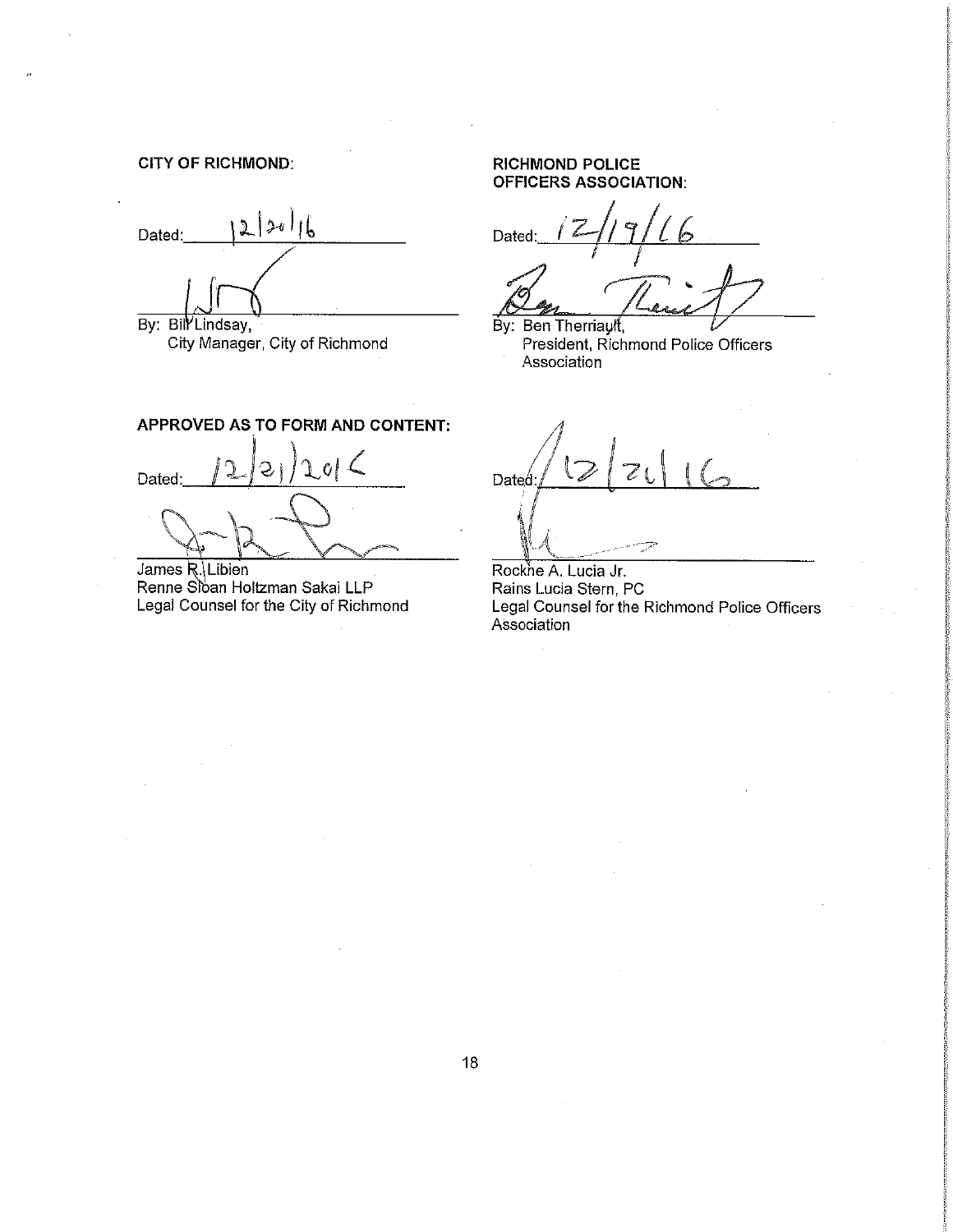**CITY OF RICHMOND:**

Dated: 12/20/16

By: Bill Lindsay,
City Manager, City of Richmond

**RICHMOND POLICE OFFICERS ASSOCIATION:**

Dated: 12/19/16

By: Ben Therriault,
President, Richmond Police Officers Association

**APPROVED AS TO FORM AND CONTENT:**

Dated: 12/21/2016

James R. Libien
Renne Sloan Holtzman Sakai LLP
Legal Counsel for the City of Richmond

Dated: 12/21/16

Rockne A. Lucia Jr.
Rains Lucia Stern, PC
Legal Counsel for the Richmond Police Officers Association